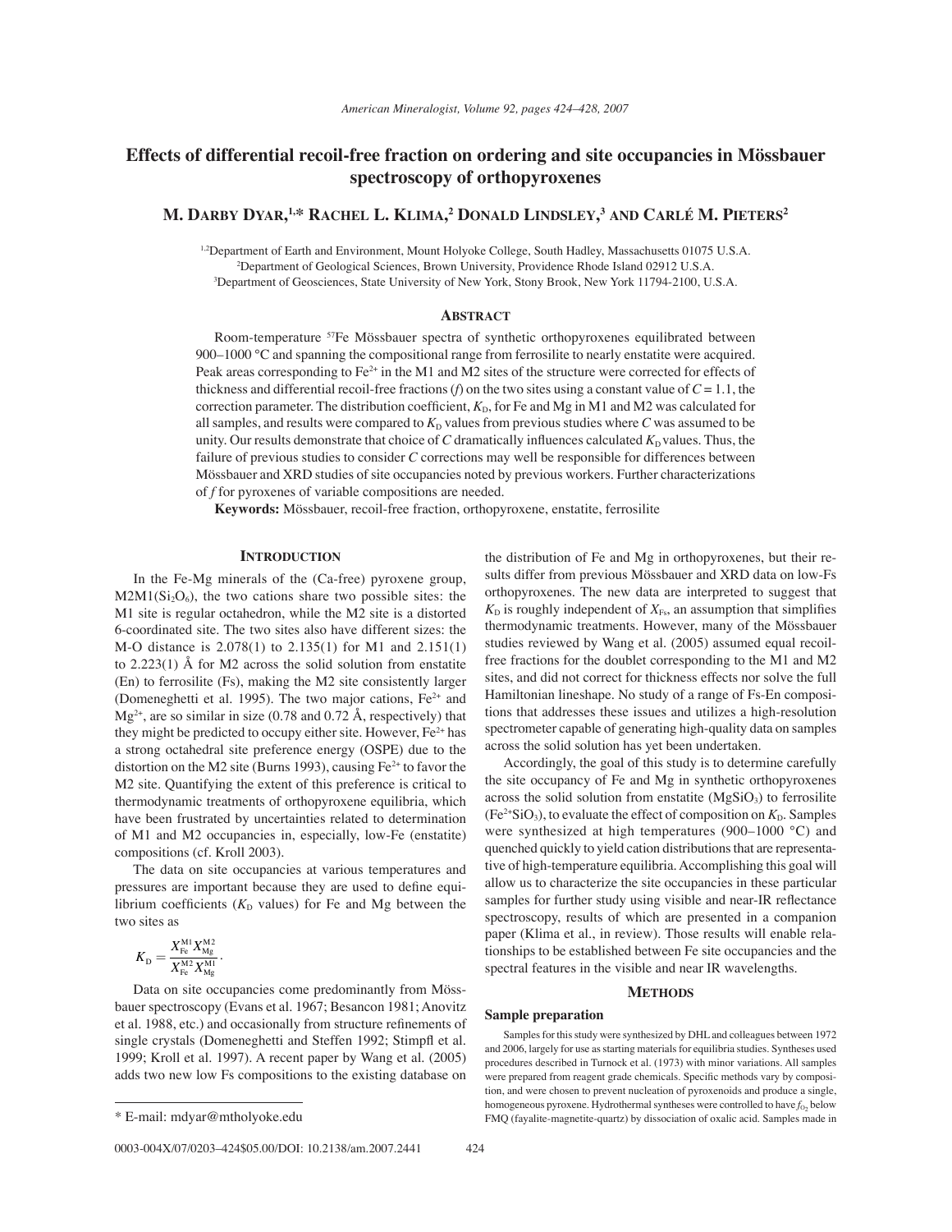# Effects of differential recoil-free fraction on ordering and site occupancies in Mössbauer spectroscopy of orthopyroxenes

**M. Darby Dyar,[1,*] Rachel L. Klima,[2] Donald Lindsley,[3] and Carlé M. Pieters[2]**

[1,2]Department of Earth and Environment, Mount Holyoke College, South Hadley, Massachusetts 01075 U.S.A.
[2]Department of Geological Sciences, Brown University, Providence Rhode Island 02912 U.S.A.
[3]Department of Geosciences, State University of New York, Stony Brook, New York 11794-2100, U.S.A.

## Abstract

Room-temperature $^{57}$Fe Mössbauer spectra of synthetic orthopyroxenes equilibrated between 900–1000 °C and spanning the compositional range from ferrosilite to nearly enstatite were acquired. Peak areas corresponding to $Fe^{2+}$ in the M1 and M2 sites of the structure were corrected for effects of thickness and differential recoil-free fractions ($f$) on the two sites using a constant value of $C = 1.1$, the correction parameter. The distribution coefficient, $K_D$, for Fe and Mg in M1 and M2 was calculated for all samples, and results were compared to $K_D$ values from previous studies where $C$ was assumed to be unity. Our results demonstrate that choice of $C$ dramatically influences calculated $K_D$ values. Thus, the failure of previous studies to consider $C$ corrections may well be responsible for differences between Mössbauer and XRD studies of site occupancies noted by previous workers. Further characterizations of $f$ for pyroxenes of variable compositions are needed.

**Keywords:** Mössbauer, recoil-free fraction, orthopyroxene, enstatite, ferrosilite

## Introduction

In the Fe-Mg minerals of the (Ca-free) pyroxene group, M2M1($Si_2O_6$), the two cations share two possible sites: the M1 site is regular octahedron, while the M2 site is a distorted 6-coordinated site. The two sites also have different sizes: the M-O distance is 2.078(1) to 2.135(1) for M1 and 2.151(1) to 2.223(1) Å for M2 across the solid solution from enstatite (En) to ferrosilite (Fs), making the M2 site consistently larger (Domeneghetti et al. 1995). The two major cations, $Fe^{2+}$ and $Mg^{2+}$, are so similar in size (0.78 and 0.72 Å, respectively) that they might be predicted to occupy either site. However, $Fe^{2+}$ has a strong octahedral site preference energy (OSPE) due to the distortion on the M2 site (Burns 1993), causing $Fe^{2+}$ to favor the M2 site. Quantifying the extent of this preference is critical to thermodynamic treatments of orthopyroxene equilibria, which have been frustrated by uncertainties related to determination of M1 and M2 occupancies in, especially, low-Fe (enstatite) compositions (cf. Kroll 2003).

The data on site occupancies at various temperatures and pressures are important because they are used to define equilibrium coefficients ($K_D$ values) for Fe and Mg between the two sites as

$$K_D = \frac{X_{Fe}^{M1} X_{Mg}^{M2}}{X_{Fe}^{M2} X_{Mg}^{M1}}.$$

Data on site occupancies come predominantly from Mössbauer spectroscopy (Evans et al. 1967; Besancon 1981; Anovitz et al. 1988, etc.) and occasionally from structure refinements of single crystals (Domeneghetti and Steffen 1992; Stimpfl et al. 1999; Kroll et al. 1997). A recent paper by Wang et al. (2005) adds two new low Fs compositions to the existing database on the distribution of Fe and Mg in orthopyroxenes, but their results differ from previous Mössbauer and XRD data on low-Fs orthopyroxenes. The new data are interpreted to suggest that $K_D$ is roughly independent of $X_{Fs}$, an assumption that simplifies thermodynamic treatments. However, many of the Mössbauer studies reviewed by Wang et al. (2005) assumed equal recoil-free fractions for the doublet corresponding to the M1 and M2 sites, and did not correct for thickness effects nor solve the full Hamiltonian lineshape. No study of a range of Fs-En compositions that addresses these issues and utilizes a high-resolution spectrometer capable of generating high-quality data on samples across the solid solution has yet been undertaken.

Accordingly, the goal of this study is to determine carefully the site occupancy of Fe and Mg in synthetic orthopyroxenes across the solid solution from enstatite ($MgSiO_3$) to ferrosilite ($Fe^{2+}SiO_3$), to evaluate the effect of composition on $K_D$. Samples were synthesized at high temperatures (900–1000 °C) and quenched quickly to yield cation distributions that are representative of high-temperature equilibria. Accomplishing this goal will allow us to characterize the site occupancies in these particular samples for further study using visible and near-IR reflectance spectroscopy, results of which are presented in a companion paper (Klima et al., in review). Those results will enable relationships to be established between Fe site occupancies and the spectral features in the visible and near IR wavelengths.

## Methods

### Sample preparation

Samples for this study were synthesized by DHL and colleagues between 1972 and 2006, largely for use as starting materials for equilibria studies. Syntheses used procedures described in Turnock et al. (1973) with minor variations. All samples were prepared from reagent grade chemicals. Specific methods vary by composition, and were chosen to prevent nucleation of pyroxenoids and produce a single, homogeneous pyroxene. Hydrothermal syntheses were controlled to have $f_{O_2}$ below FMQ (fayalite-magnetite-quartz) by dissociation of oxalic acid. Samples made in

\* E-mail: mdyar@mtholyoke.edu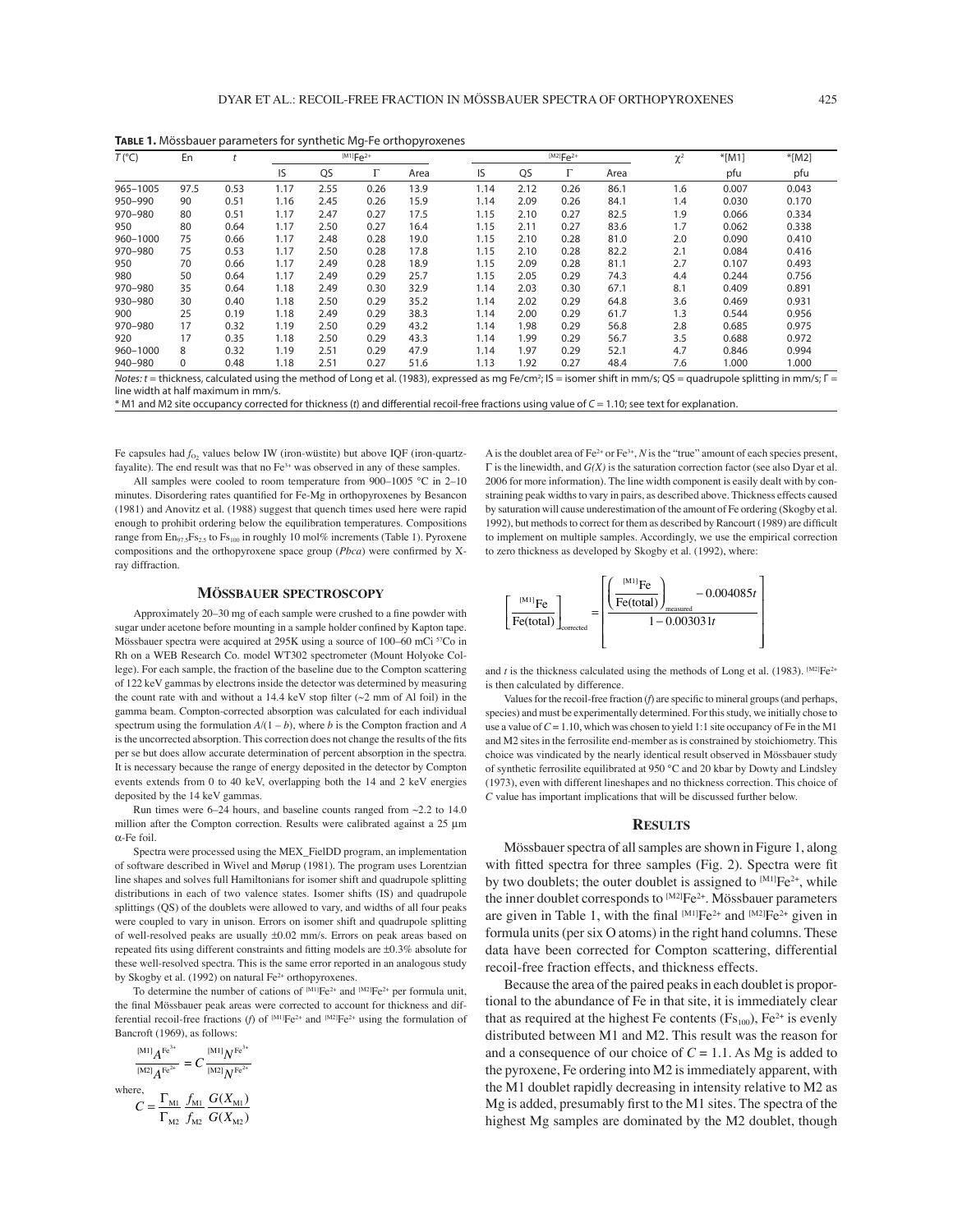**TABLE 1.** Mössbauer parameters for synthetic Mg-Fe orthopyroxenes

| $T$ (°C) | En | $t$ | $^{[M1]}Fe^{2+}$ | | | | $^{[M2]}Fe^{2+}$ | | | | $\chi^2$ | *[M1] | *[M2] |
|---|---|---|---|---|---|---|---|---|---|---|---|---|---|
| | | | IS | QS | Γ | Area | IS | QS | Γ | Area | | pfu | pfu |
| 965–1005 | 97.5 | 0.53 | 1.17 | 2.55 | 0.26 | 13.9 | 1.14 | 2.12 | 0.26 | 86.1 | 1.6 | 0.007 | 0.043 |
| 950–990 | 90 | 0.51 | 1.16 | 2.45 | 0.26 | 15.9 | 1.14 | 2.09 | 0.26 | 84.1 | 1.4 | 0.030 | 0.170 |
| 970–980 | 80 | 0.51 | 1.17 | 2.47 | 0.27 | 17.5 | 1.15 | 2.10 | 0.27 | 82.5 | 1.9 | 0.066 | 0.334 |
| 950 | 80 | 0.64 | 1.17 | 2.50 | 0.27 | 16.4 | 1.15 | 2.11 | 0.27 | 83.6 | 1.7 | 0.062 | 0.338 |
| 960–1000 | 75 | 0.66 | 1.17 | 2.48 | 0.28 | 19.0 | 1.15 | 2.10 | 0.28 | 81.0 | 2.0 | 0.090 | 0.410 |
| 970–980 | 75 | 0.53 | 1.17 | 2.50 | 0.28 | 17.8 | 1.15 | 2.10 | 0.28 | 82.2 | 2.1 | 0.084 | 0.416 |
| 950 | 70 | 0.66 | 1.17 | 2.49 | 0.28 | 18.9 | 1.15 | 2.09 | 0.28 | 81.1 | 2.7 | 0.107 | 0.493 |
| 980 | 50 | 0.64 | 1.17 | 2.49 | 0.29 | 25.7 | 1.15 | 2.05 | 0.29 | 74.3 | 4.4 | 0.244 | 0.756 |
| 970–980 | 35 | 0.64 | 1.18 | 2.49 | 0.30 | 32.9 | 1.14 | 2.03 | 0.30 | 67.1 | 8.1 | 0.409 | 0.891 |
| 930–980 | 30 | 0.40 | 1.18 | 2.50 | 0.29 | 35.2 | 1.14 | 2.02 | 0.29 | 64.8 | 3.6 | 0.469 | 0.931 |
| 900 | 25 | 0.19 | 1.18 | 2.49 | 0.29 | 38.3 | 1.14 | 2.00 | 0.29 | 61.7 | 1.3 | 0.544 | 0.956 |
| 970–980 | 17 | 0.32 | 1.19 | 2.50 | 0.29 | 43.2 | 1.14 | 1.98 | 0.29 | 56.8 | 2.8 | 0.685 | 0.975 |
| 920 | 17 | 0.35 | 1.18 | 2.50 | 0.29 | 43.3 | 1.14 | 1.99 | 0.29 | 56.7 | 3.5 | 0.688 | 0.972 |
| 960–1000 | 8 | 0.32 | 1.19 | 2.51 | 0.29 | 47.9 | 1.14 | 1.97 | 0.29 | 52.1 | 4.7 | 0.846 | 0.994 |
| 940–980 | 0 | 0.48 | 1.18 | 2.51 | 0.27 | 51.6 | 1.13 | 1.92 | 0.27 | 48.4 | 7.6 | 1.000 | 1.000 |

*Notes:* $t$ = thickness, calculated using the method of Long et al. (1983), expressed as mg Fe/cm²; IS = isomer shift in mm/s; QS = quadrupole splitting in mm/s; Γ = line width at half maximum in mm/s.
* M1 and M2 site occupancy corrected for thickness ($t$) and differential recoil-free fractions using value of $C$ = 1.10; see text for explanation.

Fe capsules had $f_{O_2}$ values below IW (iron-wüstite) but above IQF (iron-quartz-fayalite). The end result was that no $Fe^{3+}$ was observed in any of these samples.

All samples were cooled to room temperature from 900–1005 °C in 2–10 minutes. Disordering rates quantified for Fe-Mg in orthopyroxenes by Besancon (1981) and Anovitz et al. (1988) suggest that quench times used here were rapid enough to prohibit ordering below the equilibration temperatures. Compositions range from $En_{97.5}Fs_{2.5}$ to $Fs_{100}$ in roughly 10 mol% increments (Table 1). Pyroxene compositions and the orthopyroxene space group (*Pbca*) were confirmed by X-ray diffraction.

## Mössbauer spectroscopy

Approximately 20–30 mg of each sample were crushed to a fine powder with sugar under acetone before mounting in a sample holder confined by Kapton tape. Mössbauer spectra were acquired at 295K using a source of 100–60 mCi $^{57}Co$ in Rh on a WEB Research Co. model WT302 spectrometer (Mount Holyoke College). For each sample, the fraction of the baseline due to the Compton scattering of 122 keV gammas by electrons inside the detector was determined by measuring the count rate with and without a 14.4 keV stop filter (~2 mm of Al foil) in the gamma beam. Compton-corrected absorption was calculated for each individual spectrum using the formulation $A/(1-b)$, where $b$ is the Compton fraction and $A$ is the uncorrected absorption. This correction does not change the results of the fits per se but does allow accurate determination of percent absorption in the spectra. It is necessary because the range of energy deposited in the detector by Compton events extends from 0 to 40 keV, overlapping both the 14 and 2 keV energies deposited by the 14 keV gammas.

Run times were 6–24 hours, and baseline counts ranged from ~2.2 to 14.0 million after the Compton correction. Results were calibrated against a 25 µm α-Fe foil.

Spectra were processed using the MEX_FieldDD program, an implementation of software described in Wivel and Mørup (1981). The program uses Lorentzian line shapes and solves full Hamiltonians for isomer shift and quadrupole splitting distributions in each of two valence states. Isomer shifts (IS) and quadrupole splittings (QS) of the doublets were allowed to vary, and widths of all four peaks were coupled to vary in unison. Errors on isomer shift and quadrupole splitting of well-resolved peaks are usually ±0.02 mm/s. Errors on peak areas based on repeated fits using different constraints and fitting models are ±0.3% absolute for these well-resolved spectra. This is the same error reported in an analogous study by Skogby et al. (1992) on natural $Fe^{2+}$ orthopyroxenes.

To determine the number of cations of $^{[M1]}Fe^{2+}$ and $^{[M2]}Fe^{2+}$ per formula unit, the final Mössbauer peak areas were corrected to account for thickness and differential recoil-free fractions ($f$) of $^{[M1]}Fe^{2+}$ and $^{[M2]}Fe^{2+}$ using the formulation of Bancroft (1969), as follows:

$$\frac{^{[M1]}A^{Fe^{3+}}}{^{[M2]}A^{Fe^{2+}}} = C\frac{^{[M1]}N^{Fe^{3+}}}{^{[M2]}N^{Fe^{2+}}}$$

where,

$$C = \frac{\Gamma_{M1}}{\Gamma_{M2}}\frac{f_{M1}}{f_{M2}}\frac{G(X_{M1})}{G(X_{M2})}$$

A is the doublet area of $Fe^{2+}$ or $Fe^{3+}$, $N$ is the "true" amount of each species present, Γ is the linewidth, and $G(X)$ is the saturation correction factor (see also Dyar et al. 2006 for more information). The line width component is easily dealt with by constraining peak widths to vary in pairs, as described above. Thickness effects caused by saturation will cause underestimation of the amount of Fe ordering (Skogby et al. 1992), but methods to correct for them as described by Rancourt (1989) are difficult to implement on multiple samples. Accordingly, we use the empirical correction to zero thickness as developed by Skogby et al. (1992), where:

$$\left[\frac{^{[M1]}\mathrm{Fe}}{\mathrm{Fe(total)}}\right]_{\mathrm{corrected}} = \left[\frac{\left(\frac{^{[M1]}\mathrm{Fe}}{\mathrm{Fe(total)}}\right)_{\mathrm{measured}} - 0.004085t}{1-0.003031t}\right]$$

and $t$ is the thickness calculated using the methods of Long et al. (1983). $^{[M2]}Fe^{2+}$ is then calculated by difference.

Values for the recoil-free fraction ($f$) are specific to mineral groups (and perhaps, species) and must be experimentally determined. For this study, we initially chose to use a value of $C$ = 1.10, which was chosen to yield 1:1 site occupancy of Fe in the M1 and M2 sites in the ferrosilite end-member as is constrained by stoichiometry. This choice was vindicated by the nearly identical result observed in Mössbauer study of synthetic ferrosilite equilibrated at 950 °C and 20 kbar by Dowty and Lindsley (1973), even with different lineshapes and no thickness correction. This choice of $C$ value has important implications that will be discussed further below.

## Results

Mössbauer spectra of all samples are shown in Figure 1, along with fitted spectra for three samples (Fig. 2). Spectra were fit by two doublets; the outer doublet is assigned to $^{[M1]}Fe^{2+}$, while the inner doublet corresponds to $^{[M2]}Fe^{2+}$. Mössbauer parameters are given in Table 1, with the final $^{[M1]}Fe^{2+}$ and $^{[M2]}Fe^{2+}$ given in formula units (per six O atoms) in the right hand columns. These data have been corrected for Compton scattering, differential recoil-free fraction effects, and thickness effects.

Because the area of the paired peaks in each doublet is proportional to the abundance of Fe in that site, it is immediately clear that as required at the highest Fe contents ($Fs_{100}$), $Fe^{2+}$ is evenly distributed between M1 and M2. This result was the reason for and a consequence of our choice of $C$ = 1.1. As Mg is added to the pyroxene, Fe ordering into M2 is immediately apparent, with the M1 doublet rapidly decreasing in intensity relative to M2 as Mg is added, presumably first to the M1 sites. The spectra of the highest Mg samples are dominated by the M2 doublet, though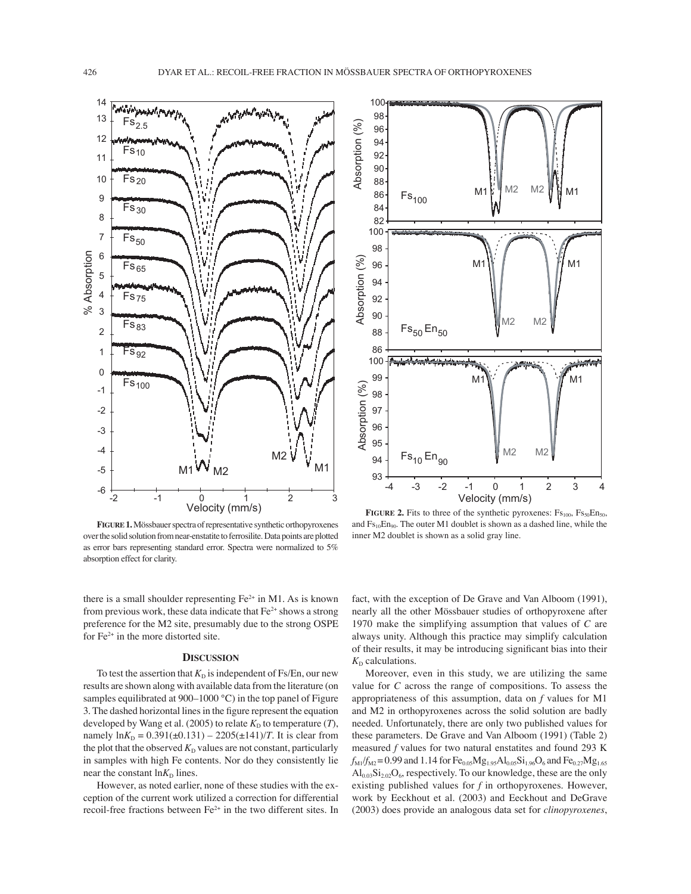**FIGURE 1.** Mössbauer spectra of representative synthetic orthopyroxenes over the solid solution from near-enstatite to ferrosilite. Data points are plotted as error bars representing standard error. Spectra were normalized to 5% absorption effect for clarity.

**FIGURE 2.** Fits to three of the synthetic pyroxenes: $Fs_{100}$, $Fs_{50}En_{50}$, and $Fs_{10}En_{90}$. The outer M1 doublet is shown as a dashed line, while the inner M2 doublet is shown as a solid gray line.

there is a small shoulder representing $Fe^{2+}$ in M1. As is known from previous work, these data indicate that $Fe^{2+}$ shows a strong preference for the M2 site, presumably due to the strong OSPE for $Fe^{2+}$ in the more distorted site.

## DISCUSSION

To test the assertion that $K_D$ is independent of Fs/En, our new results are shown along with available data from the literature (on samples equilibrated at 900–1000 °C) in the top panel of Figure 3. The dashed horizontal lines in the figure represent the equation developed by Wang et al. (2005) to relate $K_D$ to temperature ($T$), namely $\ln K_D = 0.391(\pm 0.131) - 2205(\pm 141)/T$. It is clear from the plot that the observed $K_D$ values are not constant, particularly in samples with high Fe contents. Nor do they consistently lie near the constant $\ln K_D$ lines.

However, as noted earlier, none of these studies with the exception of the current work utilized a correction for differential recoil-free fractions between $Fe^{2+}$ in the two different sites. In fact, with the exception of De Grave and Van Alboom (1991), nearly all the other Mössbauer studies of orthopyroxene after 1970 make the simplifying assumption that values of $C$ are always unity. Although this practice may simplify calculation of their results, it may be introducing significant bias into their $K_D$ calculations.

Moreover, even in this study, we are utilizing the same value for $C$ across the range of compositions. To assess the appropriateness of this assumption, data on $f$ values for M1 and M2 in orthopyroxenes across the solid solution are badly needed. Unfortunately, there are only two published values for these parameters. De Grave and Van Alboom (1991) (Table 2) measured $f$ values for two natural enstatites and found 293 K $f_{M1}/f_{M2} = 0.99$ and 1.14 for $Fe_{0.05}Mg_{1.95}Al_{0.05}Si_{1.96}O_6$ and $Fe_{0.27}Mg_{1.65}Al_{0.03}Si_{2.02}O_6$, respectively. To our knowledge, these are the only existing published values for $f$ in orthopyroxenes. However, work by Eeckhout et al. (2003) and Eeckhout and DeGrave (2003) does provide an analogous data set for *clinopyroxenes*,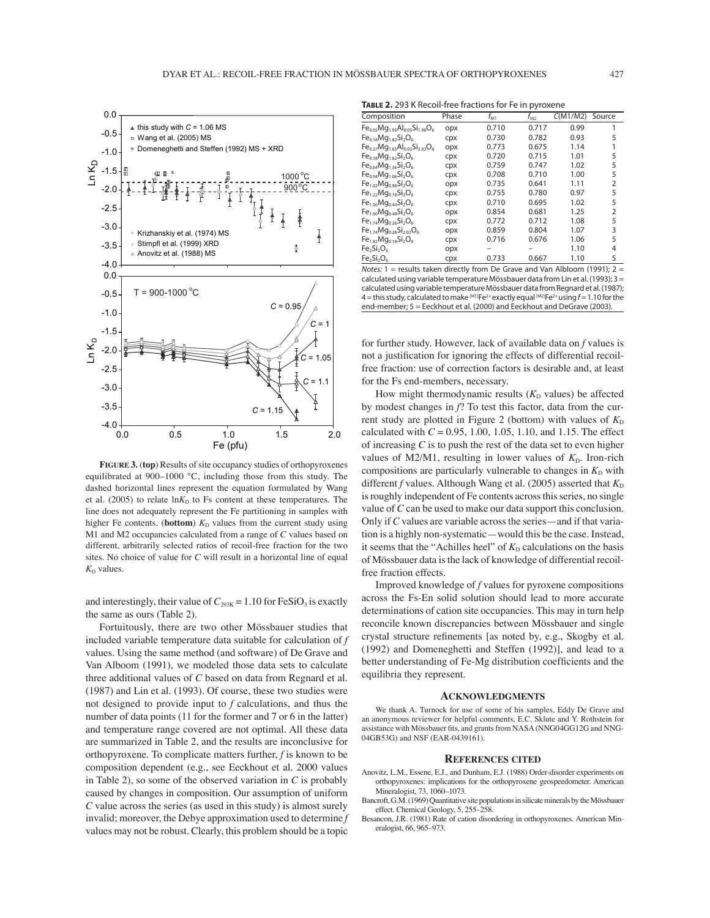**FIGURE 3.** (**top**) Results of site occupancy studies of orthopyroxenes equilibrated at 900–1000 °C, including those from this study. The dashed horizontal lines represent the equation formulated by Wang et al. (2005) to relate $\ln K_D$ to Fs content at these temperatures. The line does not adequately represent the Fe partitioning in samples with higher Fe contents. (**bottom**) $K_D$ values from the current study using M1 and M2 occupancies calculated from a range of $C$ values based on different, arbitrarily selected ratios of recoil-free fraction for the two sites. No choice of value for $C$ will result in a horizontal line of equal $K_D$ values.

and interestingly, their value of $C_{293K} = 1.10$ for $FeSiO_3$ is exactly the same as ours (Table 2).

Fortuitously, there are two other Mössbauer studies that included variable temperature data suitable for calculation of $f$ values. Using the same method (and software) of De Grave and Van Alboom (1991), we modeled those data sets to calculate three additional values of $C$ based on data from Regnard et al. (1987) and Lin et al. (1993). Of course, these two studies were not designed to provide input to $f$ calculations, and thus the number of data points (11 for the former and 7 or 6 in the latter) and temperature range covered are not optimal. All these data are summarized in Table 2, and the results are inconclusive for orthopyroxene. To complicate matters further, $f$ is known to be composition dependent (e.g., see Eeckhout et al. 2000 values in Table 2), so some of the observed variation in $C$ is probably caused by changes in composition. Our assumption of uniform $C$ value across the series (as used in this study) is almost surely invalid; moreover, the Debye approximation used to determine $f$ values may not be robust. Clearly, this problem should be a topic for further study. However, lack of available data on $f$ values is not a justification for ignoring the effects of differential recoil-free fraction: use of correction factors is desirable and, at least for the Fs end-members, necessary.

**TABLE 2.** 293 K Recoil-free fractions for Fe in pyroxene

| Composition | Phase | $f_{M1}$ | $f_{M2}$ | $C$(M1/M2) | Source |
|---|---|---|---|---|---|
| $Fe_{0.05}Mg_{1.95}Al_{0.05}Si_{1.96}O_6$ | opx | 0.710 | 0.717 | 0.99 | 1 |
| $Fe_{0.18}Mg_{1.82}Si_2O_6$ | cpx | 0.730 | 0.782 | 0.93 | 5 |
| $Fe_{0.27}Mg_{1.65}Al_{0.03}Si_{2.02}O_6$ | opx | 0.773 | 0.675 | 1.14 | 1 |
| $Fe_{0.38}Mg_{1.62}Si_2O_6$ | cpx | 0.720 | 0.715 | 1.01 | 5 |
| $Fe_{0.64}Mg_{1.36}Si_2O_6$ | cpx | 0.759 | 0.747 | 1.02 | 5 |
| $Fe_{0.94}Mg_{1.06}Si_2O_6$ | cpx | 0.708 | 0.710 | 1.00 | 5 |
| $Fe_{1.02}Mg_{0.98}Si_2O_6$ | opx | 0.735 | 0.641 | 1.11 | 2 |
| $Fe_{1.22}Mg_{0.78}Si_2O_6$ | cpx | 0.755 | 0.780 | 0.97 | 5 |
| $Fe_{1.56}Mg_{0.44}Si_2O_6$ | cpx | 0.710 | 0.695 | 1.02 | 5 |
| $Fe_{1.60}Mg_{0.40}Si_2O_6$ | opx | 0.854 | 0.681 | 1.25 | 2 |
| $Fe_{1.74}Mg_{0.26}Si_2O_6$ | cpx | 0.772 | 0.712 | 1.08 | 5 |
| $Fe_{1.74}Mg_{0.26}Si_{2.02}O_6$ | opx | 0.859 | 0.804 | 1.07 | 3 |
| $Fe_{1.82}Mg_{0.18}Si_2O_6$ | cpx | 0.716 | 0.676 | 1.06 | 5 |
| $Fe_2Si_2O_6$ | opx | – | – | 1.10 | 4 |
| $Fe_2Si_2O_6$ | cpx | 0.733 | 0.667 | 1.10 | 5 |

*Notes:* 1 = results taken directly from De Grave and Van Alboom (1991); 2 = calculated using variable temperature Mössbauer data from Lin et al. (1993); 3 = calculated using variable temperature Mössbauer data from Regnard et al. (1987); 4 = this study, calculated to make $^{[M1]}Fe^{2+}$ exactly equal $^{[M2]}Fe^{2+}$ using $f = 1.10$ for the end-member; 5 = Eeckhout et al. (2000) and Eeckhout and DeGrave (2003).

How might thermodynamic results ($K_D$ values) be affected by modest changes in $f$? To test this factor, data from the current study are plotted in Figure 2 (bottom) with values of $K_D$ calculated with $C$ = 0.95, 1.00, 1.05, 1.10, and 1.15. The effect of increasing $C$ is to push the rest of the data set to even higher values of M2/M1, resulting in lower values of $K_D$. Iron-rich compositions are particularly vulnerable to changes in $K_D$ with different $f$ values. Although Wang et al. (2005) asserted that $K_D$ is roughly independent of Fe contents across this series, no single value of $C$ can be used to make our data support this conclusion. Only if $C$ values are variable across the series—and if that variation is a highly non-systematic—would this be the case. Instead, it seems that the "Achilles heel" of $K_D$ calculations on the basis of Mössbauer data is the lack of knowledge of differential recoil-free fraction effects.

Improved knowledge of $f$ values for pyroxene compositions across the Fs-En solid solution should lead to more accurate determinations of cation site occupancies. This may in turn help reconcile known discrepancies between Mössbauer and single crystal structure refinements [as noted by, e.g., Skogby et al. (1992) and Domeneghetti and Steffen (1992)], and lead to a better understanding of Fe-Mg distribution coefficients and the equilibria they represent.

## ACKNOWLEDGMENTS

We thank A. Turnock for use of some of his samples, Eddy De Grave and an anonymous reviewer for helpful comments, E.C. Sklute and Y. Rothstein for assistance with Mössbauer fits, and grants from NASA (NNG04GG12G and NNG-04GB53G) and NSF (EAR-0439161).

## REFERENCES CITED

Anovitz, L.M., Essene, E.J., and Dunham, E.J. (1988) Order-disorder experiments on orthopyroxenes: implications for the orthopyroxene geospeedometer. American Mineralogist, 73, 1060–1073.

Bancroft, G.M. (1969) Quantitative site populations in silicate minerals by the Mössbauer effect. Chemical Geology, 5, 255–258.

Besancon, J.R. (1981) Rate of cation disordering in orthopyroxenes. American Mineralogist, 66, 965–973.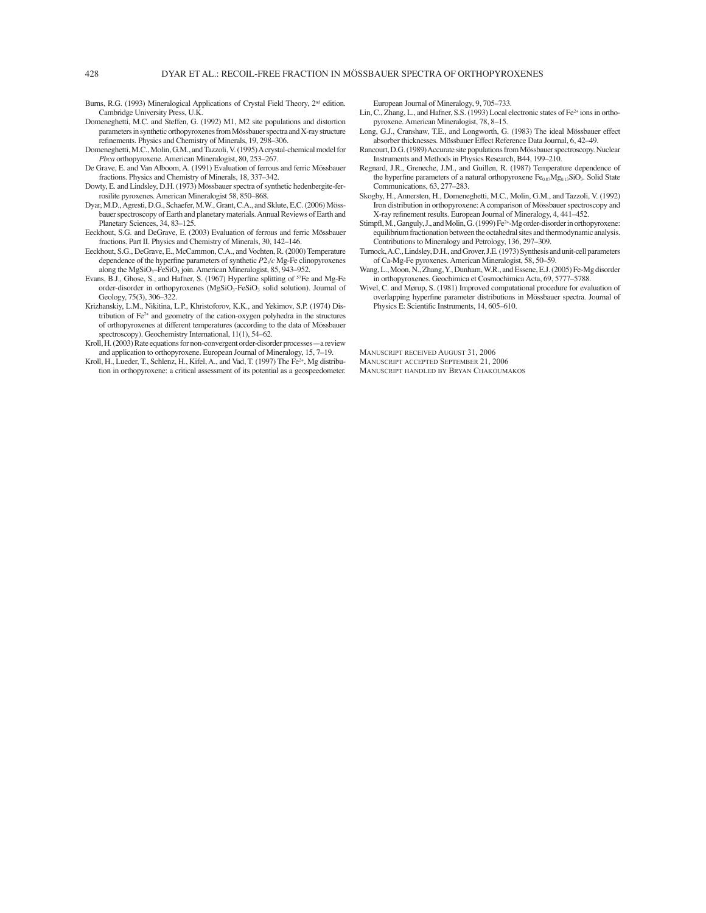Burns, R.G. (1993) Mineralogical Applications of Crystal Field Theory, 2[nd] edition. Cambridge University Press, U.K.

Domeneghetti, M.C. and Steffen, G. (1992) M1, M2 site populations and distortion parameters in synthetic orthopyroxenes from Mössbauer spectra and X-ray structure refinements. Physics and Chemistry of Minerals, 19, 298–306.

Domeneghetti, M.C., Molin, G.M., and Tazzoli, V. (1995) A crystal-chemical model for *Pbca* orthopyroxene. American Mineralogist, 80, 253–267.

De Grave, E. and Van Alboom, A. (1991) Evaluation of ferrous and ferric Mössbauer fractions. Physics and Chemistry of Minerals, 18, 337–342.

Dowty, E. and Lindsley, D.H. (1973) Mössbauer spectra of synthetic hedenbergite-ferrosilite pyroxenes. American Mineralogist 58, 850–868.

Dyar, M.D., Agresti, D.G., Schaefer, M.W., Grant, C.A., and Sklute, E.C. (2006) Mössbauer spectroscopy of Earth and planetary materials. Annual Reviews of Earth and Planetary Sciences, 34, 83–125.

Eeckhout, S.G. and DeGrave, E. (2003) Evaluation of ferrous and ferric Mössbauer fractions. Part II. Physics and Chemistry of Minerals, 30, 142–146.

Eeckhout, S.G., DeGrave, E., McCammon, C.A., and Vochten, R. (2000) Temperature dependence of the hyperfine parameters of synthetic $P2_1/c$ Mg-Fe clinopyroxenes along the $MgSiO_3$–$FeSiO_3$ join. American Mineralogist, 85, 943–952.

Evans, B.J., Ghose, S., and Hafner, S. (1967) Hyperfine splitting of $^{57}Fe$ and Mg-Fe order-disorder in orthopyroxenes ($MgSiO_3$-$FeSiO_3$ solid solution). Journal of Geology, 75(3), 306–322.

Krizhanskiy, L.M., Nikitina, L.P., Khristoforov, K.K., and Yekimov, S.P. (1974) Distribution of $Fe^{2+}$ and geometry of the cation-oxygen polyhedra in the structures of orthopyroxenes at different temperatures (according to the data of Mössbauer spectroscopy). Geochemistry International, 11(1), 54–62.

Kroll, H. (2003) Rate equations for non-convergent order-disorder processes—a review and application to orthopyroxene. European Journal of Mineralogy, 15, 7–19.

Kroll, H., Lueder, T., Schlenz, H., Kifel, A., and Vad, T. (1997) The $Fe^{2+}$, Mg distribution in orthopyroxene: a critical assessment of its potential as a geospeedometer. European Journal of Mineralogy, 9, 705–733.

Lin, C., Zhang, L., and Hafner, S.S. (1993) Local electronic states of $Fe^{2+}$ ions in orthopyroxene. American Mineralogist, 78, 8–15.

Long, G.J., Cranshaw, T.E., and Longworth, G. (1983) The ideal Mössbauer effect absorber thicknesses. Mössbauer Effect Reference Data Journal, 6, 42–49.

Rancourt, D.G. (1989) Accurate site populations from Mössbauer spectroscopy. Nuclear Instruments and Methods in Physics Research, B44, 199–210.

Regnard, J.R., Greneche, J.M., and Guillen, R. (1987) Temperature dependence of the hyperfine parameters of a natural orthopyroxene $Fe_{0.87}Mg_{0.13}SiO_3$. Solid State Communications, 63, 277–283.

Skogby, H., Annersten, H., Domeneghetti, M.C., Molin, G.M., and Tazzoli, V. (1992) Iron distribution in orthopyroxene: A comparison of Mössbauer spectroscopy and X-ray refinement results. European Journal of Mineralogy, 4, 441–452.

Stimpfl, M., Ganguly, J., and Molin, G. (1999) $Fe^{2+}$-Mg order-disorder in orthopyroxene: equilibrium fractionation between the octahedral sites and thermodynamic analysis. Contributions to Mineralogy and Petrology, 136, 297–309.

Turnock, A.C., Lindsley, D.H., and Grover, J.E. (1973) Synthesis and unit-cell parameters of Ca-Mg-Fe pyroxenes. American Mineralogist, 58, 50–59.

Wang, L., Moon, N., Zhang, Y., Dunham, W.R., and Essene, E.J. (2005) Fe-Mg disorder in orthopyroxenes. Geochimica et Cosmochimica Acta, 69, 5777–5788.

Wivel, C. and Mørup, S. (1981) Improved computational procedure for evaluation of overlapping hyperfine parameter distributions in Mössbauer spectra. Journal of Physics E: Scientific Instruments, 14, 605–610.

Manuscript received August 31, 2006
Manuscript accepted September 21, 2006
Manuscript handled by Bryan Chakoumakos